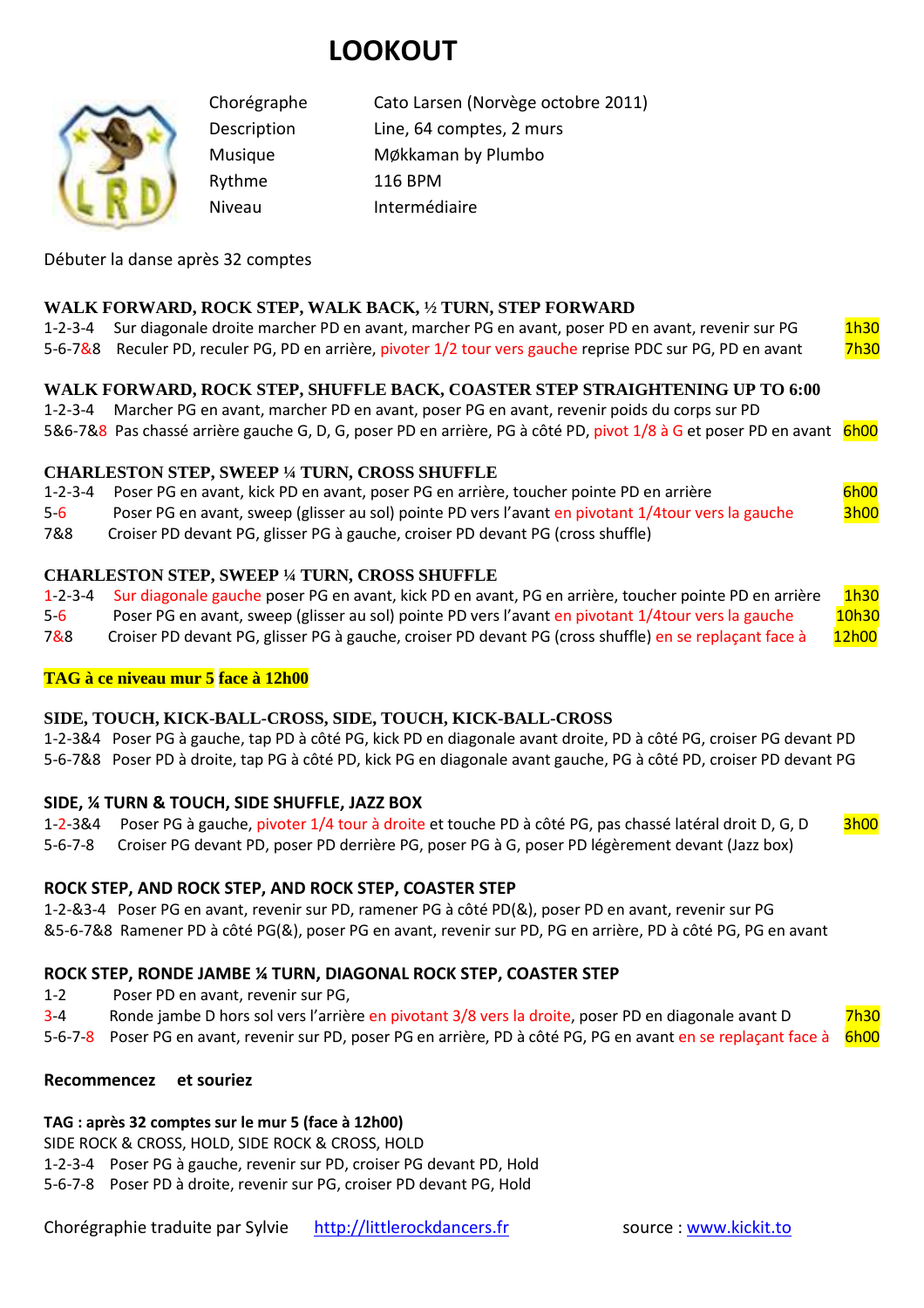# LOOKOUT

| | |
|---|---|
| Chorégraphe | Cato Larsen (Norvège octobre 2011) |
| Description | Line, 64 comptes, 2 murs |
| Musique | Møkkaman by Plumbo |
| Rythme | 116 BPM |
| Niveau | Intermédiaire |

Débuter la danse après 32 comptes

**WALK FORWARD, ROCK STEP, WALK BACK, ½ TURN, STEP FORWARD**

1-2-3-4 Sur diagonale droite marcher PD en avant, marcher PG en avant, poser PD en avant, revenir sur PG — 1h30

5-6-7&8 Reculer PD, reculer PG, PD en arrière, pivoter 1/2 tour vers gauche reprise PDC sur PG, PD en avant — 7h30

**WALK FORWARD, ROCK STEP, SHUFFLE BACK, COASTER STEP STRAIGHTENING UP TO 6:00**

1-2-3-4 Marcher PG en avant, marcher PD en avant, poser PG en avant, revenir poids du corps sur PD

5&6-7&8 Pas chassé arrière gauche G, D, G, poser PD en arrière, PG à côté PD, pivot 1/8 à G et poser PD en avant — 6h00

**CHARLESTON STEP, SWEEP ¼ TURN, CROSS SHUFFLE**

1-2-3-4 Poser PG en avant, kick PD en avant, poser PG en arrière, toucher pointe PD en arrière — 6h00

5-6 Poser PG en avant, sweep (glisser au sol) pointe PD vers l'avant en pivotant 1/4tour vers la gauche — 3h00

7&8 Croiser PD devant PG, glisser PG à gauche, croiser PD devant PG (cross shuffle)

**CHARLESTON STEP, SWEEP ¼ TURN, CROSS SHUFFLE**

1-2-3-4 Sur diagonale gauche poser PG en avant, kick PD en avant, PG en arrière, toucher pointe PD en arrière — 1h30

5-6 Poser PG en avant, sweep (glisser au sol) pointe PD vers l'avant en pivotant 1/4tour vers la gauche — 10h30

7&8 Croiser PD devant PG, glisser PG à gauche, croiser PD devant PG (cross shuffle) en se replaçant face à — 12h00

**TAG à ce niveau mur 5 face à 12h00**

**SIDE, TOUCH, KICK-BALL-CROSS, SIDE, TOUCH, KICK-BALL-CROSS**

1-2-3&4 Poser PG à gauche, tap PD à côté PG, kick PD en diagonale avant droite, PD à côté PG, croiser PG devant PD

5-6-7&8 Poser PD à droite, tap PG à côté PD, kick PG en diagonale avant gauche, PG à côté PD, croiser PD devant PG

**SIDE, ¼ TURN & TOUCH, SIDE SHUFFLE, JAZZ BOX**

1-2-3&4 Poser PG à gauche, pivoter 1/4 tour à droite et touche PD à côté PG, pas chassé latéral droit D, G, D — 3h00

5-6-7-8 Croiser PG devant PD, poser PD derrière PG, poser PG à G, poser PD légèrement devant (Jazz box)

**ROCK STEP, AND ROCK STEP, AND ROCK STEP, COASTER STEP**

1-2-&3-4 Poser PG en avant, revenir sur PD, ramener PG à côté PD(&), poser PD en avant, revenir sur PG

&5-6-7&8 Ramener PD à côté PG(&), poser PG en avant, revenir sur PD, PG en arrière, PD à côté PG, PG en avant

**ROCK STEP, RONDE JAMBE ¼ TURN, DIAGONAL ROCK STEP, COASTER STEP**

1-2 Poser PD en avant, revenir sur PG,

3-4 Ronde jambe D hors sol vers l'arrière en pivotant 3/8 vers la droite, poser PD en diagonale avant D — 7h30

5-6-7-8 Poser PG en avant, revenir sur PD, poser PG en arrière, PD à côté PG, PG en avant en se replaçant face à — 6h00

**Recommencez et souriez**

**TAG : après 32 comptes sur le mur 5 (face à 12h00)**

SIDE ROCK & CROSS, HOLD, SIDE ROCK & CROSS, HOLD

1-2-3-4 Poser PG à gauche, revenir sur PD, croiser PG devant PD, Hold

5-6-7-8 Poser PD à droite, revenir sur PG, croiser PD devant PG, Hold

Chorégraphie traduite par Sylvie http://littlerockdancers.fr source : www.kickit.to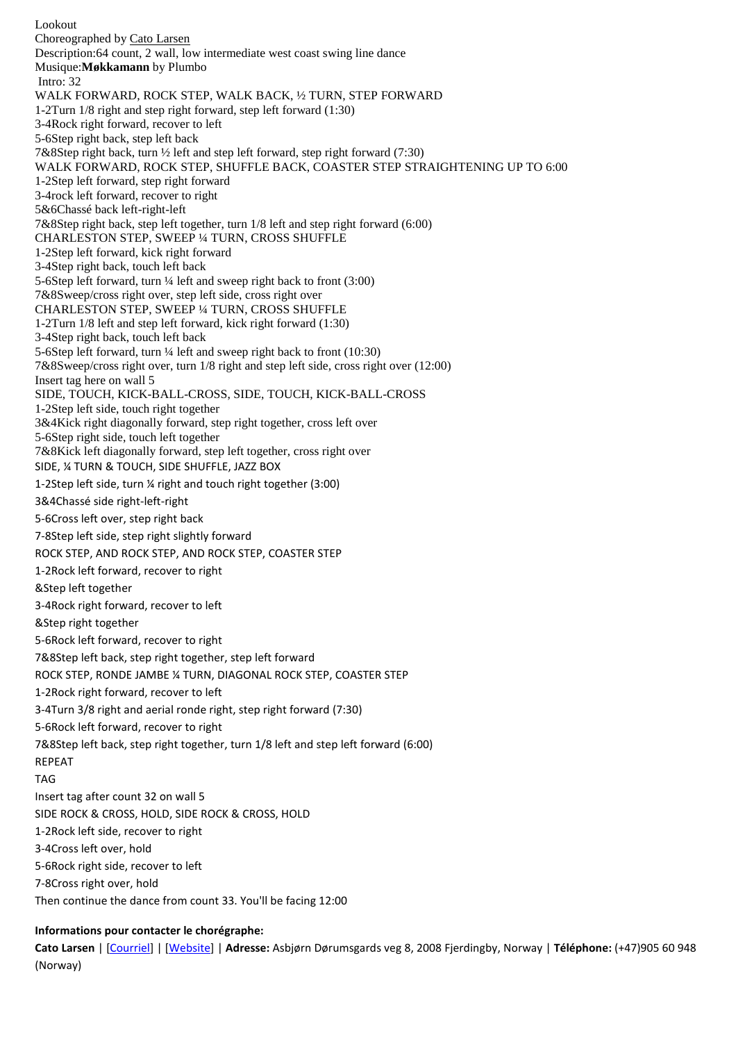Lookout

Choreographed by Cato Larsen

Description:64 count, 2 wall, low intermediate west coast swing line dance

Musique:**Møkkamann** by Plumbo

Intro: 32

WALK FORWARD, ROCK STEP, WALK BACK, ½ TURN, STEP FORWARD

1-2Turn 1/8 right and step right forward, step left forward (1:30)

3-4Rock right forward, recover to left

5-6Step right back, step left back

7&8Step right back, turn ½ left and step left forward, step right forward (7:30)

WALK FORWARD, ROCK STEP, SHUFFLE BACK, COASTER STEP STRAIGHTENING UP TO 6:00

1-2Step left forward, step right forward

3-4rock left forward, recover to right

5&6Chassé back left-right-left

7&8Step right back, step left together, turn 1/8 left and step right forward (6:00)

CHARLESTON STEP, SWEEP ¼ TURN, CROSS SHUFFLE

1-2Step left forward, kick right forward

3-4Step right back, touch left back

5-6Step left forward, turn ¼ left and sweep right back to front (3:00)

7&8Sweep/cross right over, step left side, cross right over

CHARLESTON STEP, SWEEP ¼ TURN, CROSS SHUFFLE

1-2Turn 1/8 left and step left forward, kick right forward (1:30)

3-4Step right back, touch left back

5-6Step left forward, turn ¼ left and sweep right back to front (10:30)

7&8Sweep/cross right over, turn 1/8 right and step left side, cross right over (12:00)

Insert tag here on wall 5

SIDE, TOUCH, KICK-BALL-CROSS, SIDE, TOUCH, KICK-BALL-CROSS

1-2Step left side, touch right together

3&4Kick right diagonally forward, step right together, cross left over

5-6Step right side, touch left together

7&8Kick left diagonally forward, step left together, cross right over

SIDE, ¼ TURN & TOUCH, SIDE SHUFFLE, JAZZ BOX

1-2Step left side, turn ¼ right and touch right together (3:00)

3&4Chassé side right-left-right

5-6Cross left over, step right back

7-8Step left side, step right slightly forward

ROCK STEP, AND ROCK STEP, AND ROCK STEP, COASTER STEP

1-2Rock left forward, recover to right

&Step left together

3-4Rock right forward, recover to left

&Step right together

5-6Rock left forward, recover to right

7&8Step left back, step right together, step left forward

ROCK STEP, RONDE JAMBE ¼ TURN, DIAGONAL ROCK STEP, COASTER STEP

1-2Rock right forward, recover to left

3-4Turn 3/8 right and aerial ronde right, step right forward (7:30)

5-6Rock left forward, recover to right

7&8Step left back, step right together, turn 1/8 left and step left forward (6:00)

REPEAT

TAG

Insert tag after count 32 on wall 5

SIDE ROCK & CROSS, HOLD, SIDE ROCK & CROSS, HOLD

1-2Rock left side, recover to right

3-4Cross left over, hold

5-6Rock right side, recover to left

7-8Cross right over, hold

Then continue the dance from count 33. You'll be facing 12:00

**Informations pour contacter le chorégraphe:**

**Cato Larsen** | [Courriel] | [Website] | **Adresse:** Asbjørn Dørumsgards veg 8, 2008 Fjerdingby, Norway | **Téléphone:** (+47)905 60 948 (Norway)